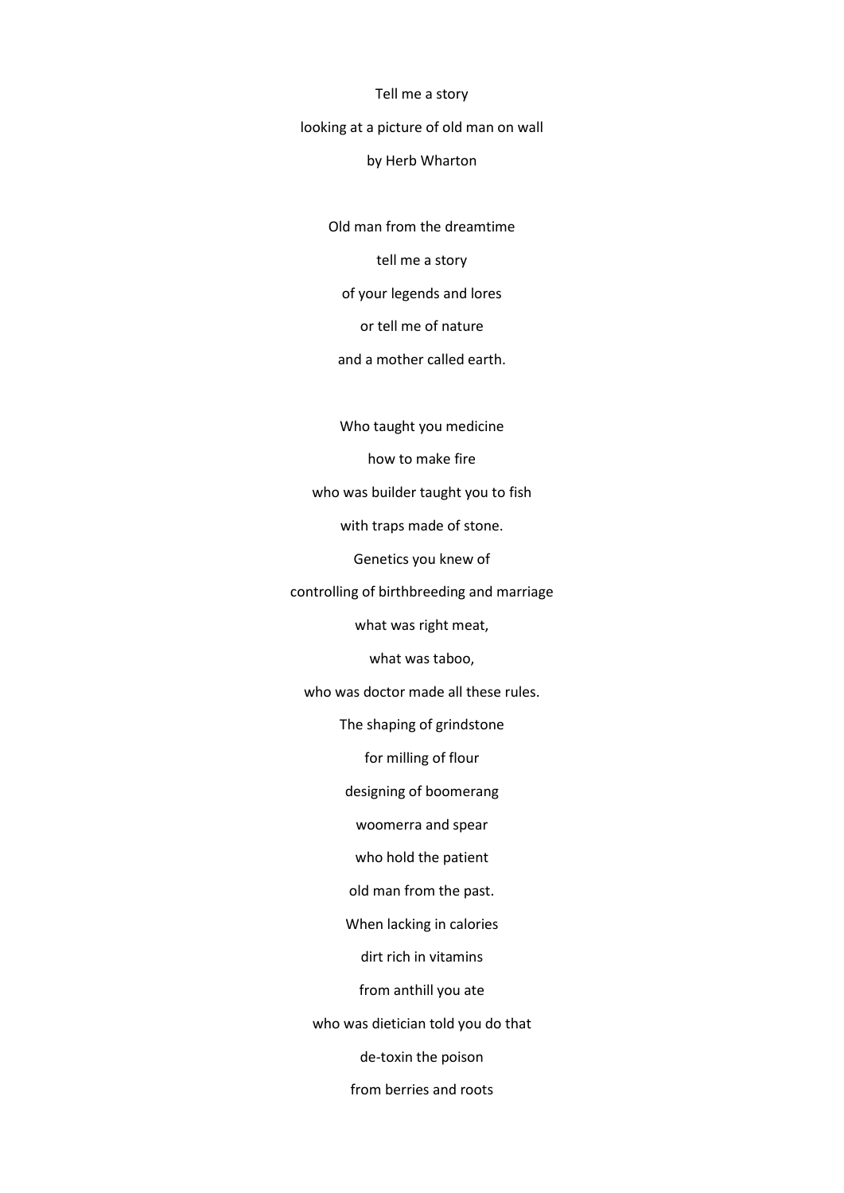Tell me a story

looking at a picture of old man on wall

by Herb Wharton

Old man from the dreamtime  
tell me a story  
of your legends and lores  
or tell me of nature  
and a mother called earth.

Who taught you medicine  
how to make fire  
who was builder taught you to fish  
with traps made of stone.  
Genetics you knew of  
controlling of birthbreeding and marriage  
what was right meat,  
what was taboo,  
who was doctor made all these rules.  
The shaping of grindstone  
for milling of flour  
designing of boomerang  
woomerra and spear  
who hold the patient  
old man from the past.  
When lacking in calories  
dirt rich in vitamins  
from anthill you ate  
who was dietician told you do that  
de-toxin the poison  
from berries and roots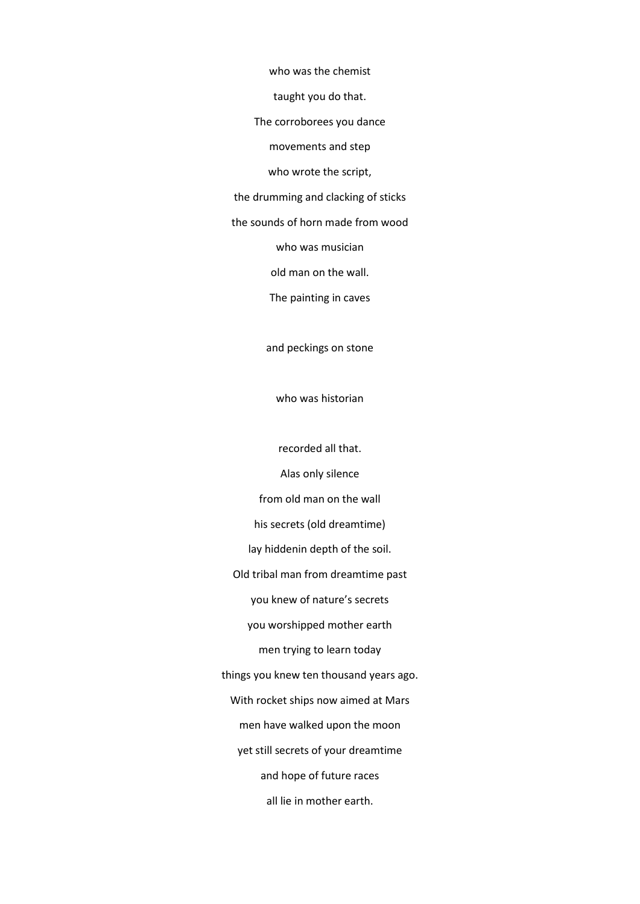who was the chemist

taught you do that.

The corroborees you dance

movements and step

who wrote the script,

the drumming and clacking of sticks

the sounds of horn made from wood

who was musician

old man on the wall.

The painting in caves

and peckings on stone

who was historian

recorded all that.

Alas only silence

from old man on the wall

his secrets (old dreamtime)

lay hiddenin depth of the soil.

Old tribal man from dreamtime past

you knew of nature's secrets

you worshipped mother earth

men trying to learn today

things you knew ten thousand years ago.

With rocket ships now aimed at Mars

men have walked upon the moon

yet still secrets of your dreamtime

and hope of future races

all lie in mother earth.